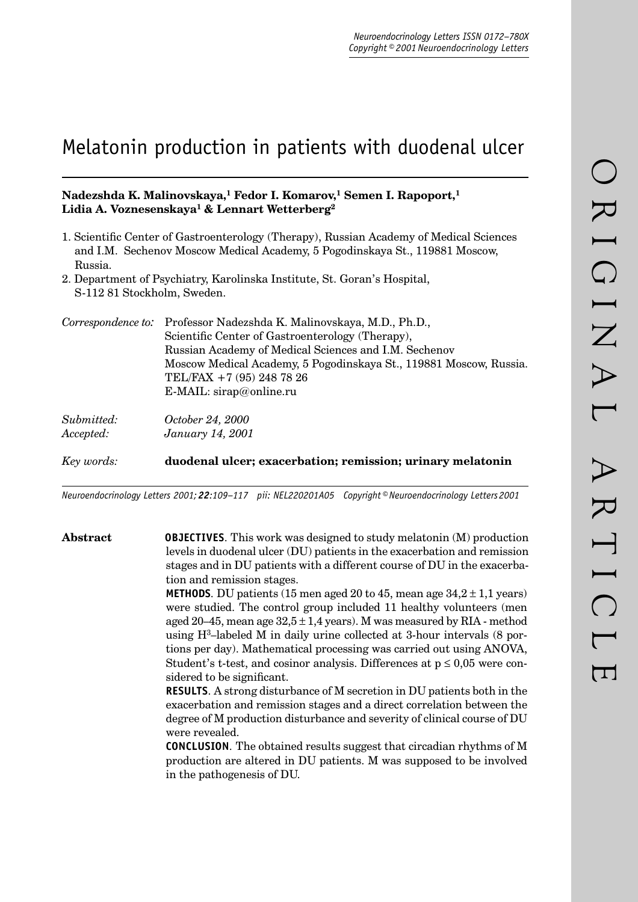# Melatonin production in patients with duodenal ulcer

**Nadezshda K. Malinovskaya,[1] Fedor I. Komarov,[1] Semen I. Rapoport,[1] Lidia A. Voznesenskaya[1] & Lennart Wetterberg[2]**

1. Scientific Center of Gastroenterology (Therapy), Russian Academy of Medical Sciences and I.M. Sechenov Moscow Medical Academy, 5 Pogodinskaya St., 119881 Moscow, Russia.
2. Department of Psychiatry, Karolinska Institute, St. Goran's Hospital, S-112 81 Stockholm, Sweden.

*Correspondence to:* Professor Nadezshda K. Malinovskaya, M.D., Ph.D., Scientific Center of Gastroenterology (Therapy), Russian Academy of Medical Sciences and I.M. Sechenov Moscow Medical Academy, 5 Pogodinskaya St., 119881 Moscow, Russia. TEL/FAX +7 (95) 248 78 26 E-MAIL: sirap@online.ru

*Submitted:* *October 24, 2000*
*Accepted:* *January 14, 2001*

*Key words:* **duodenal ulcer; exacerbation; remission; urinary melatonin**

*Neuroendocrinology Letters 2001; 22:109–117 pii: NEL220201A05 Copyright © Neuroendocrinology Letters 2001*

## Abstract

**OBJECTIVES**. This work was designed to study melatonin (M) production levels in duodenal ulcer (DU) patients in the exacerbation and remission stages and in DU patients with a different course of DU in the exacerbation and remission stages.

**METHODS**. DU patients (15 men aged 20 to 45, mean age 34,2 ± 1,1 years) were studied. The control group included 11 healthy volunteers (men aged 20–45, mean age 32,5 ± 1,4 years). M was measured by RIA - method using $H^3$–labeled M in daily urine collected at 3-hour intervals (8 portions per day). Mathematical processing was carried out using ANOVA, Student's t-test, and cosinor analysis. Differences at $p \leq 0,05$ were considered to be significant.

**RESULTS**. A strong disturbance of M secretion in DU patients both in the exacerbation and remission stages and a direct correlation between the degree of M production disturbance and severity of clinical course of DU were revealed.

**CONCLUSION**. The obtained results suggest that circadian rhythms of M production are altered in DU patients. M was supposed to be involved in the pathogenesis of DU.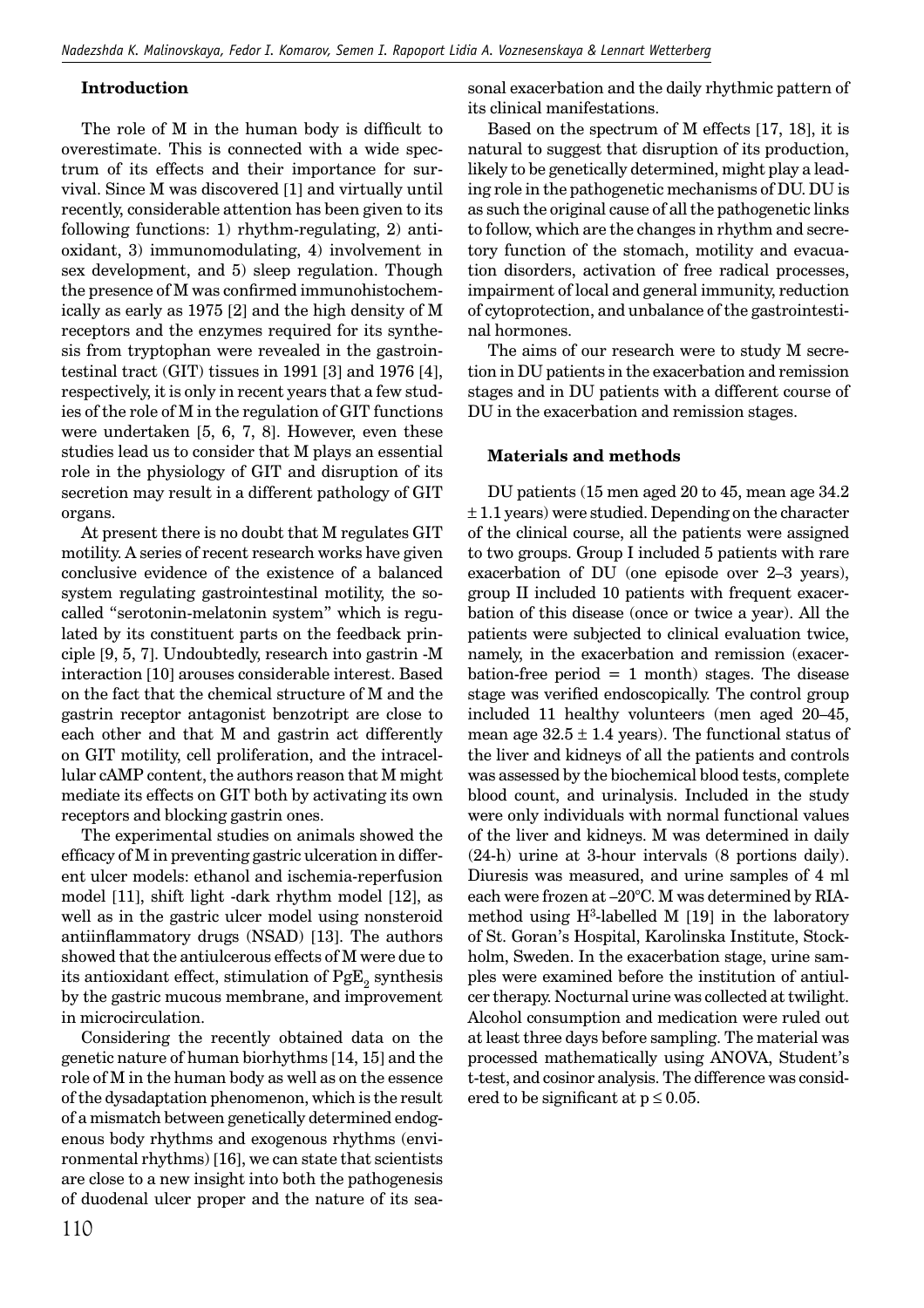## Introduction

The role of M in the human body is difficult to overestimate. This is connected with a wide spectrum of its effects and their importance for survival. Since M was discovered [1] and virtually until recently, considerable attention has been given to its following functions: 1) rhythm-regulating, 2) antioxidant, 3) immunomodulating, 4) involvement in sex development, and 5) sleep regulation. Though the presence of M was confirmed immunohistochemically as early as 1975 [2] and the high density of M receptors and the enzymes required for its synthesis from tryptophan were revealed in the gastrointestinal tract (GIT) tissues in 1991 [3] and 1976 [4], respectively, it is only in recent years that a few studies of the role of M in the regulation of GIT functions were undertaken [5, 6, 7, 8]. However, even these studies lead us to consider that M plays an essential role in the physiology of GIT and disruption of its secretion may result in a different pathology of GIT organs.

At present there is no doubt that M regulates GIT motility. A series of recent research works have given conclusive evidence of the existence of a balanced system regulating gastrointestinal motility, the so-called "serotonin-melatonin system" which is regulated by its constituent parts on the feedback principle [9, 5, 7]. Undoubtedly, research into gastrin -M interaction [10] arouses considerable interest. Based on the fact that the chemical structure of M and the gastrin receptor antagonist benzotript are close to each other and that M and gastrin act differently on GIT motility, cell proliferation, and the intracellular cAMP content, the authors reason that M might mediate its effects on GIT both by activating its own receptors and blocking gastrin ones.

The experimental studies on animals showed the efficacy of M in preventing gastric ulceration in different ulcer models: ethanol and ischemia-reperfusion model [11], shift light -dark rhythm model [12], as well as in the gastric ulcer model using nonsteroid antiinflammatory drugs (NSAD) [13]. The authors showed that the antiulcerous effects of M were due to its antioxidant effect, stimulation of $PgE_2$ synthesis by the gastric mucous membrane, and improvement in microcirculation.

Considering the recently obtained data on the genetic nature of human biorhythms [14, 15] and the role of M in the human body as well as on the essence of the dysadaptation phenomenon, which is the result of a mismatch between genetically determined endogenous body rhythms and exogenous rhythms (environmental rhythms) [16], we can state that scientists are close to a new insight into both the pathogenesis of duodenal ulcer proper and the nature of its seasonal exacerbation and the daily rhythmic pattern of its clinical manifestations.

Based on the spectrum of M effects [17, 18], it is natural to suggest that disruption of its production, likely to be genetically determined, might play a leading role in the pathogenetic mechanisms of DU. DU is as such the original cause of all the pathogenetic links to follow, which are the changes in rhythm and secretory function of the stomach, motility and evacuation disorders, activation of free radical processes, impairment of local and general immunity, reduction of cytoprotection, and unbalance of the gastrointestinal hormones.

The aims of our research were to study M secretion in DU patients in the exacerbation and remission stages and in DU patients with a different course of DU in the exacerbation and remission stages.

## Materials and methods

DU patients (15 men aged 20 to 45, mean age 34.2 ± 1.1 years) were studied. Depending on the character of the clinical course, all the patients were assigned to two groups. Group I included 5 patients with rare exacerbation of DU (one episode over 2–3 years), group II included 10 patients with frequent exacerbation of this disease (once or twice a year). All the patients were subjected to clinical evaluation twice, namely, in the exacerbation and remission (exacerbation-free period = 1 month) stages. The disease stage was verified endoscopically. The control group included 11 healthy volunteers (men aged 20–45, mean age 32.5 ± 1.4 years). The functional status of the liver and kidneys of all the patients and controls was assessed by the biochemical blood tests, complete blood count, and urinalysis. Included in the study were only individuals with normal functional values of the liver and kidneys. M was determined in daily (24-h) urine at 3-hour intervals (8 portions daily). Diuresis was measured, and urine samples of 4 ml each were frozen at –20°C. M was determined by RIA-method using $H^3$-labelled M [19] in the laboratory of St. Goran's Hospital, Karolinska Institute, Stockholm, Sweden. In the exacerbation stage, urine samples were examined before the institution of antiulcer therapy. Nocturnal urine was collected at twilight. Alcohol consumption and medication were ruled out at least three days before sampling. The material was processed mathematically using ANOVA, Student's t-test, and cosinor analysis. The difference was considered to be significant at $p \leq 0.05$.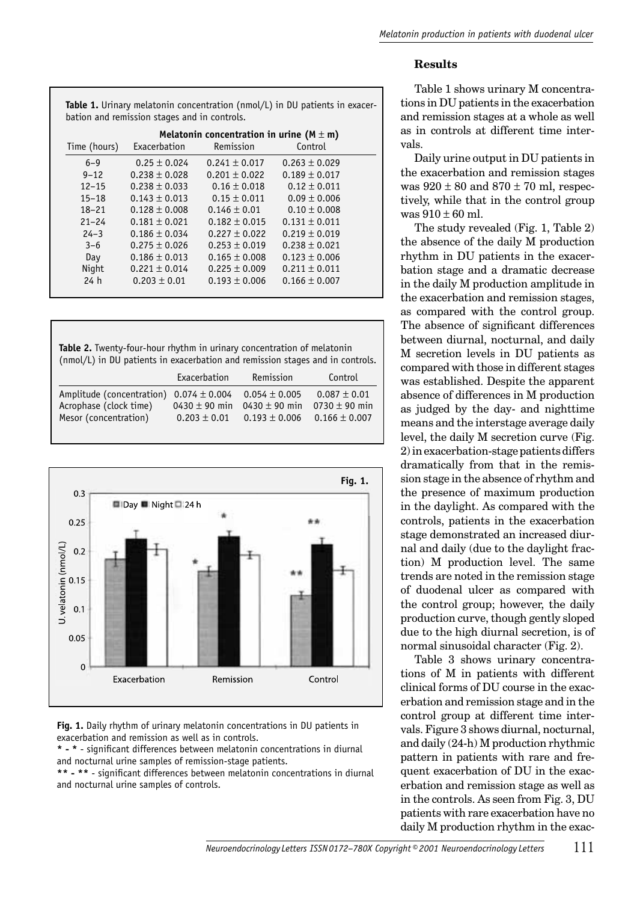**Table 1.** Urinary melatonin concentration (nmol/L) in DU patients in exacerbation and remission stages and in controls.

| Time (hours) | Melatonin concentration in urine (M ± m) | | |
|---|---|---|---|
| | Exacerbation | Remission | Control |
| 6–9 | 0.25 ± 0.024 | 0.241 ± 0.017 | 0.263 ± 0.029 |
| 9–12 | 0.238 ± 0.028 | 0.201 ± 0.022 | 0.189 ± 0.017 |
| 12–15 | 0.238 ± 0.033 | 0.16 ± 0.018 | 0.12 ± 0.011 |
| 15–18 | 0.143 ± 0.013 | 0.15 ± 0.011 | 0.09 ± 0.006 |
| 18–21 | 0.128 ± 0.008 | 0.146 ± 0.01 | 0.10 ± 0.008 |
| 21–24 | 0.181 ± 0.021 | 0.182 ± 0.015 | 0.131 ± 0.011 |
| 24–3 | 0.186 ± 0.034 | 0.227 ± 0.022 | 0.219 ± 0.019 |
| 3–6 | 0.275 ± 0.026 | 0.253 ± 0.019 | 0.238 ± 0.021 |
| Day | 0.186 ± 0.013 | 0.165 ± 0.008 | 0.123 ± 0.006 |
| Night | 0.221 ± 0.014 | 0.225 ± 0.009 | 0.211 ± 0.011 |
| 24 h | 0.203 ± 0.01 | 0.193 ± 0.006 | 0.166 ± 0.007 |

**Table 2.** Twenty-four-hour rhythm in urinary concentration of melatonin (nmol/L) in DU patients in exacerbation and remission stages and in controls.

| | Exacerbation | Remission | Control |
|---|---|---|---|
| Amplitude (concentration) | 0.074 ± 0.004 | 0.054 ± 0.005 | 0.087 ± 0.01 |
| Acrophase (clock time) | 0430 ± 90 min | 0430 ± 90 min | 0730 ± 90 min |
| Mesor (concentration) | 0.203 ± 0.01 | 0.193 ± 0.006 | 0.166 ± 0.007 |

**Fig. 1.** Daily rhythm of urinary melatonin concentrations in DU patients in exacerbation and remission as well as in controls.
* - * - significant differences between melatonin concentrations in diurnal and nocturnal urine samples of remission-stage patients.
** - ** - significant differences between melatonin concentrations in diurnal and nocturnal urine samples of controls.

## Results

Table 1 shows urinary M concentrations in DU patients in the exacerbation and remission stages at a whole as well as in controls at different time intervals.

Daily urine output in DU patients in the exacerbation and remission stages was 920 ± 80 and 870 ± 70 ml, respectively, while that in the control group was 910 ± 60 ml.

The study revealed (Fig. 1, Table 2) the absence of the daily M production rhythm in DU patients in the exacerbation stage and a dramatic decrease in the daily M production amplitude in the exacerbation and remission stages, as compared with the control group. The absence of significant differences between diurnal, nocturnal, and daily M secretion levels in DU patients as compared with those in different stages was established. Despite the apparent absence of differences in M production as judged by the day- and nighttime means and the interstage average daily level, the daily M secretion curve (Fig. 2) in exacerbation-stage patients differs dramatically from that in the remission stage in the absence of rhythm and the presence of maximum production in the daylight. As compared with the controls, patients in the exacerbation stage demonstrated an increased diurnal and daily (due to the daylight fraction) M production level. The same trends are noted in the remission stage of duodenal ulcer as compared with the control group; however, the daily production curve, though gently sloped due to the high diurnal secretion, is of normal sinusoidal character (Fig. 2).

Table 3 shows urinary concentrations of M in patients with different clinical forms of DU course in the exacerbation and remission stage and in the control group at different time intervals. Figure 3 shows diurnal, nocturnal, and daily (24-h) M production rhythmic pattern in patients with rare and frequent exacerbation of DU in the exacerbation and remission stage as well as in the controls. As seen from Fig. 3, DU patients with rare exacerbation have no daily M production rhythm in the exac-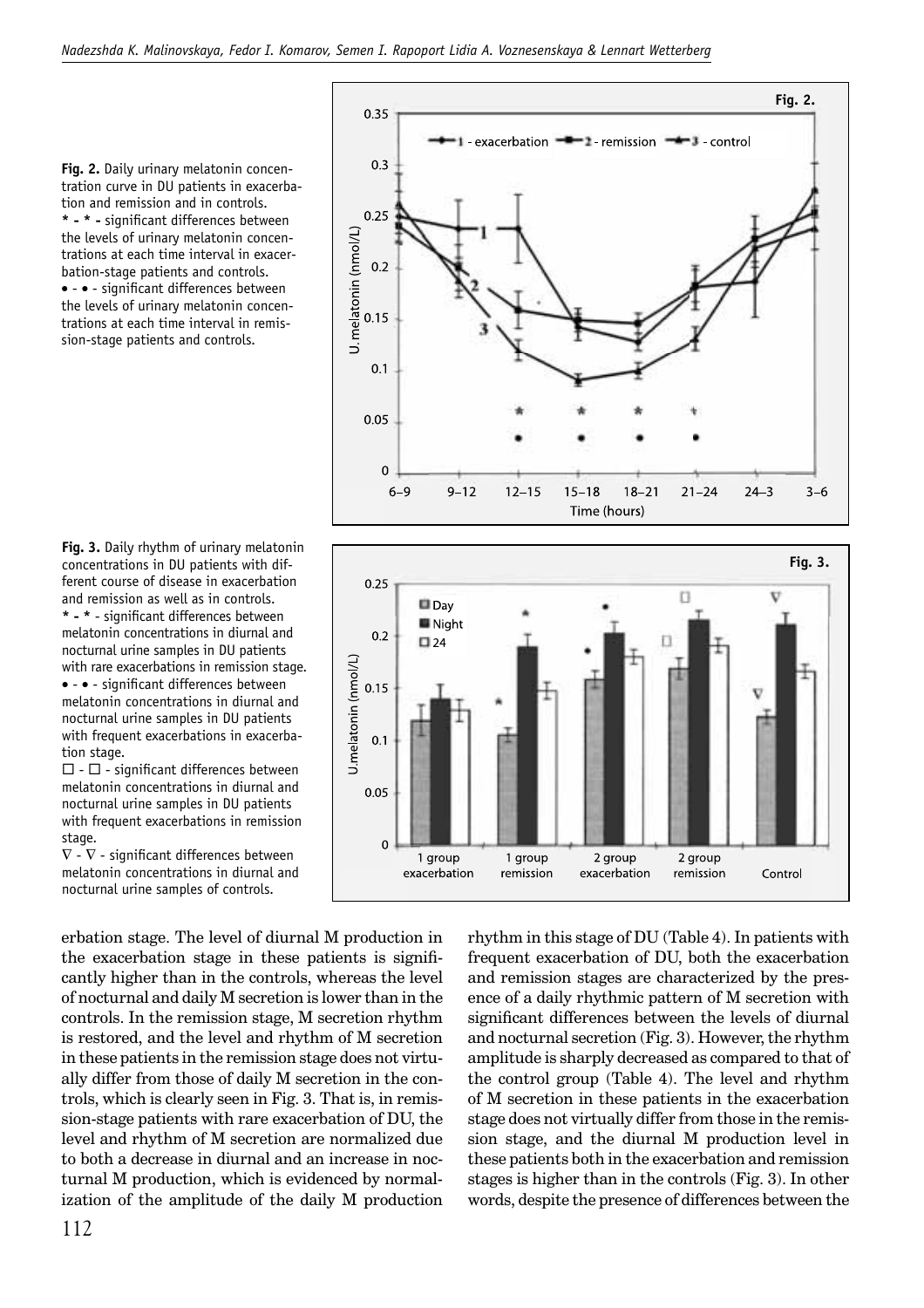**Fig. 2.** Daily urinary melatonin concentration curve in DU patients in exacerbation and remission and in controls.
\* - \* - significant differences between the levels of urinary melatonin concentrations at each time interval in exacerbation-stage patients and controls.
• - • - significant differences between the levels of urinary melatonin concentrations at each time interval in remission-stage patients and controls.

**Fig. 3.** Daily rhythm of urinary melatonin concentrations in DU patients with different course of disease in exacerbation and remission as well as in controls.
\* - \* - significant differences between melatonin concentrations in diurnal and nocturnal urine samples in DU patients with rare exacerbations in remission stage.
• - • - significant differences between melatonin concentrations in diurnal and nocturnal urine samples in DU patients with frequent exacerbations in exacerbation stage.
□ - □ - significant differences between melatonin concentrations in diurnal and nocturnal urine samples in DU patients with frequent exacerbations in remission stage.
∇ - ∇ - significant differences between melatonin concentrations in diurnal and nocturnal urine samples of controls.

erbation stage. The level of diurnal M production in the exacerbation stage in these patients is significantly higher than in the controls, whereas the level of nocturnal and daily M secretion is lower than in the controls. In the remission stage, M secretion rhythm is restored, and the level and rhythm of M secretion in these patients in the remission stage does not virtually differ from those of daily M secretion in the controls, which is clearly seen in Fig. 3. That is, in remission-stage patients with rare exacerbation of DU, the level and rhythm of M secretion are normalized due to both a decrease in diurnal and an increase in nocturnal M production, which is evidenced by normalization of the amplitude of the daily M production rhythm in this stage of DU (Table 4). In patients with frequent exacerbation of DU, both the exacerbation and remission stages are characterized by the presence of a daily rhythmic pattern of M secretion with significant differences between the levels of diurnal and nocturnal secretion (Fig. 3). However, the rhythm amplitude is sharply decreased as compared to that of the control group (Table 4). The level and rhythm of M secretion in these patients in the exacerbation stage does not virtually differ from those in the remission stage, and the diurnal M production level in these patients both in the exacerbation and remission stages is higher than in the controls (Fig. 3). In other words, despite the presence of differences between the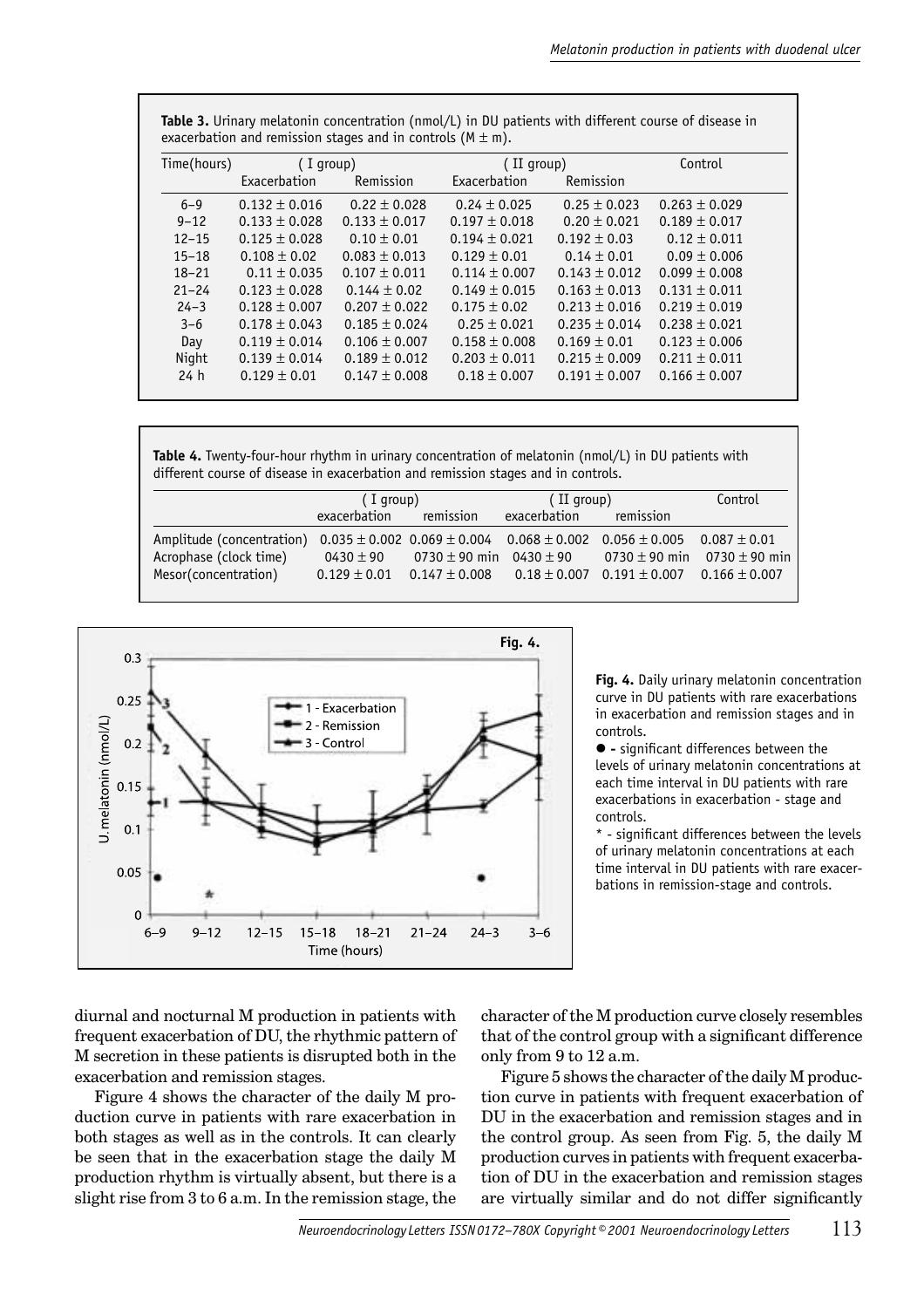**Table 3.** Urinary melatonin concentration (nmol/L) in DU patients with different course of disease in exacerbation and remission stages and in controls (M ± m).

| Time(hours) | ( I group) | | ( II group) | | Control |
|---|---|---|---|---|---|
| | Exacerbation | Remission | Exacerbation | Remission | |
| 6–9 | 0.132 ± 0.016 | 0.22 ± 0.028 | 0.24 ± 0.025 | 0.25 ± 0.023 | 0.263 ± 0.029 |
| 9–12 | 0.133 ± 0.028 | 0.133 ± 0.017 | 0.197 ± 0.018 | 0.20 ± 0.021 | 0.189 ± 0.017 |
| 12–15 | 0.125 ± 0.028 | 0.10 ± 0.01 | 0.194 ± 0.021 | 0.192 ± 0.03 | 0.12 ± 0.011 |
| 15–18 | 0.108 ± 0.02 | 0.083 ± 0.013 | 0.129 ± 0.01 | 0.14 ± 0.01 | 0.09 ± 0.006 |
| 18–21 | 0.11 ± 0.035 | 0.107 ± 0.011 | 0.114 ± 0.007 | 0.143 ± 0.012 | 0.099 ± 0.008 |
| 21–24 | 0.123 ± 0.028 | 0.144 ± 0.02 | 0.149 ± 0.015 | 0.163 ± 0.013 | 0.131 ± 0.011 |
| 24–3 | 0.128 ± 0.007 | 0.207 ± 0.022 | 0.175 ± 0.02 | 0.213 ± 0.016 | 0.219 ± 0.019 |
| 3–6 | 0.178 ± 0.043 | 0.185 ± 0.024 | 0.25 ± 0.021 | 0.235 ± 0.014 | 0.238 ± 0.021 |
| Day | 0.119 ± 0.014 | 0.106 ± 0.007 | 0.158 ± 0.008 | 0.169 ± 0.01 | 0.123 ± 0.006 |
| Night | 0.139 ± 0.014 | 0.189 ± 0.012 | 0.203 ± 0.011 | 0.215 ± 0.009 | 0.211 ± 0.011 |
| 24 h | 0.129 ± 0.01 | 0.147 ± 0.008 | 0.18 ± 0.007 | 0.191 ± 0.007 | 0.166 ± 0.007 |

**Table 4.** Twenty-four-hour rhythm in urinary concentration of melatonin (nmol/L) in DU patients with different course of disease in exacerbation and remission stages and in controls.

| | ( I group) | | ( II group) | | Control |
|---|---|---|---|---|---|
| | exacerbation | remission | exacerbation | remission | |
| Amplitude (concentration) | 0.035 ± 0.002 | 0.069 ± 0.004 | 0.068 ± 0.002 | 0.056 ± 0.005 | 0.087 ± 0.01 |
| Acrophase (clock time) | 0430 ± 90 | 0730 ± 90 min | 0430 ± 90 | 0730 ± 90 min | 0730 ± 90 min |
| Mesor(concentration) | 0.129 ± 0.01 | 0.147 ± 0.008 | 0.18 ± 0.007 | 0.191 ± 0.007 | 0.166 ± 0.007 |

**Fig. 4.** Daily urinary melatonin concentration curve in DU patients with rare exacerbations in exacerbation and remission stages and in controls.

● - significant differences between the levels of urinary melatonin concentrations at each time interval in DU patients with rare exacerbations in exacerbation - stage and controls.

* - significant differences between the levels of urinary melatonin concentrations at each time interval in DU patients with rare exacerbations in remission-stage and controls.

diurnal and nocturnal M production in patients with frequent exacerbation of DU, the rhythmic pattern of M secretion in these patients is disrupted both in the exacerbation and remission stages.

Figure 4 shows the character of the daily M production curve in patients with rare exacerbation in both stages as well as in the controls. It can clearly be seen that in the exacerbation stage the daily M production rhythm is virtually absent, but there is a slight rise from 3 to 6 a.m. In the remission stage, the character of the M production curve closely resembles that of the control group with a significant difference only from 9 to 12 a.m.

Figure 5 shows the character of the daily M production curve in patients with frequent exacerbation of DU in the exacerbation and remission stages and in the control group. As seen from Fig. 5, the daily M production curves in patients with frequent exacerbation of DU in the exacerbation and remission stages are virtually similar and do not differ significantly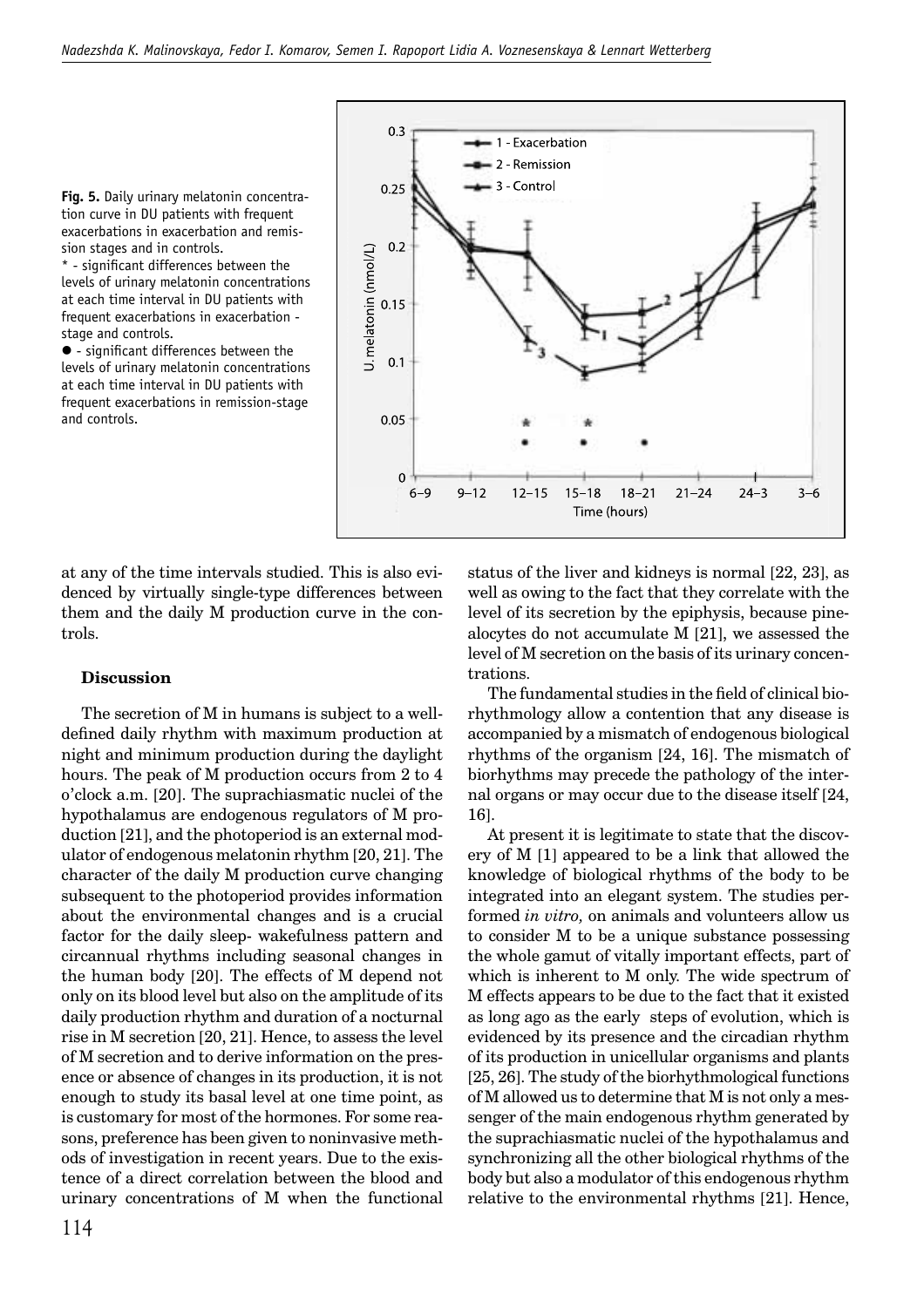**Fig. 5.** Daily urinary melatonin concentration curve in DU patients with frequent exacerbations in exacerbation and remission stages and in controls.
* - significant differences between the levels of urinary melatonin concentrations at each time interval in DU patients with frequent exacerbations in exacerbation - stage and controls.
● - significant differences between the levels of urinary melatonin concentrations at each time interval in DU patients with frequent exacerbations in remission-stage and controls.

at any of the time intervals studied. This is also evidenced by virtually single-type differences between them and the daily M production curve in the controls.

### Discussion

The secretion of M in humans is subject to a well-defined daily rhythm with maximum production at night and minimum production during the daylight hours. The peak of M production occurs from 2 to 4 o'clock a.m. [20]. The suprachiasmatic nuclei of the hypothalamus are endogenous regulators of M production [21], and the photoperiod is an external modulator of endogenous melatonin rhythm [20, 21]. The character of the daily M production curve changing subsequent to the photoperiod provides information about the environmental changes and is a crucial factor for the daily sleep- wakefulness pattern and circannual rhythms including seasonal changes in the human body [20]. The effects of M depend not only on its blood level but also on the amplitude of its daily production rhythm and duration of a nocturnal rise in M secretion [20, 21]. Hence, to assess the level of M secretion and to derive information on the presence or absence of changes in its production, it is not enough to study its basal level at one time point, as is customary for most of the hormones. For some reasons, preference has been given to noninvasive methods of investigation in recent years. Due to the existence of a direct correlation between the blood and urinary concentrations of M when the functional status of the liver and kidneys is normal [22, 23], as well as owing to the fact that they correlate with the level of its secretion by the epiphysis, because pinealocytes do not accumulate M [21], we assessed the level of M secretion on the basis of its urinary concentrations.

The fundamental studies in the field of clinical biorhythmology allow a contention that any disease is accompanied by a mismatch of endogenous biological rhythms of the organism [24, 16]. The mismatch of biorhythms may precede the pathology of the internal organs or may occur due to the disease itself [24, 16].

At present it is legitimate to state that the discovery of M [1] appeared to be a link that allowed the knowledge of biological rhythms of the body to be integrated into an elegant system. The studies performed *in vitro,* on animals and volunteers allow us to consider M to be a unique substance possessing the whole gamut of vitally important effects, part of which is inherent to M only. The wide spectrum of M effects appears to be due to the fact that it existed as long ago as the early steps of evolution, which is evidenced by its presence and the circadian rhythm of its production in unicellular organisms and plants [25, 26]. The study of the biorhythmological functions of M allowed us to determine that M is not only a messenger of the main endogenous rhythm generated by the suprachiasmatic nuclei of the hypothalamus and synchronizing all the other biological rhythms of the body but also a modulator of this endogenous rhythm relative to the environmental rhythms [21]. Hence,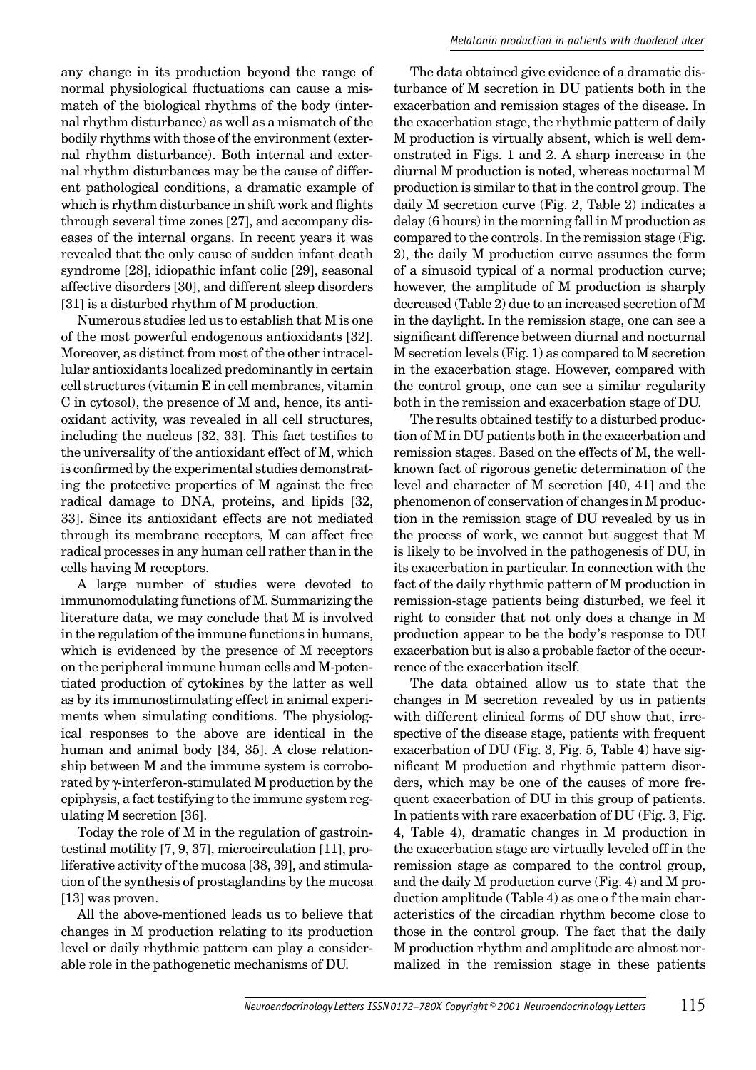any change in its production beyond the range of normal physiological fluctuations can cause a mismatch of the biological rhythms of the body (internal rhythm disturbance) as well as a mismatch of the bodily rhythms with those of the environment (external rhythm disturbance). Both internal and external rhythm disturbances may be the cause of different pathological conditions, a dramatic example of which is rhythm disturbance in shift work and flights through several time zones [27], and accompany diseases of the internal organs. In recent years it was revealed that the only cause of sudden infant death syndrome [28], idiopathic infant colic [29], seasonal affective disorders [30], and different sleep disorders [31] is a disturbed rhythm of M production.

Numerous studies led us to establish that M is one of the most powerful endogenous antioxidants [32]. Moreover, as distinct from most of the other intracellular antioxidants localized predominantly in certain cell structures (vitamin E in cell membranes, vitamin C in cytosol), the presence of M and, hence, its antioxidant activity, was revealed in all cell structures, including the nucleus [32, 33]. This fact testifies to the universality of the antioxidant effect of M, which is confirmed by the experimental studies demonstrating the protective properties of M against the free radical damage to DNA, proteins, and lipids [32, 33]. Since its antioxidant effects are not mediated through its membrane receptors, M can affect free radical processes in any human cell rather than in the cells having M receptors.

A large number of studies were devoted to immunomodulating functions of M. Summarizing the literature data, we may conclude that M is involved in the regulation of the immune functions in humans, which is evidenced by the presence of M receptors on the peripheral immune human cells and M-potentiated production of cytokines by the latter as well as by its immunostimulating effect in animal experiments when simulating conditions. The physiological responses to the above are identical in the human and animal body [34, 35]. A close relationship between M and the immune system is corroborated by γ-interferon-stimulated M production by the epiphysis, a fact testifying to the immune system regulating M secretion [36].

Today the role of M in the regulation of gastrointestinal motility [7, 9, 37], microcirculation [11], proliferative activity of the mucosa [38, 39], and stimulation of the synthesis of prostaglandins by the mucosa [13] was proven.

All the above-mentioned leads us to believe that changes in M production relating to its production level or daily rhythmic pattern can play a considerable role in the pathogenetic mechanisms of DU.

The data obtained give evidence of a dramatic disturbance of M secretion in DU patients both in the exacerbation and remission stages of the disease. In the exacerbation stage, the rhythmic pattern of daily M production is virtually absent, which is well demonstrated in Figs. 1 and 2. A sharp increase in the diurnal M production is noted, whereas nocturnal M production is similar to that in the control group. The daily M secretion curve (Fig. 2, Table 2) indicates a delay (6 hours) in the morning fall in M production as compared to the controls. In the remission stage (Fig. 2), the daily M production curve assumes the form of a sinusoid typical of a normal production curve; however, the amplitude of M production is sharply decreased (Table 2) due to an increased secretion of M in the daylight. In the remission stage, one can see a significant difference between diurnal and nocturnal M secretion levels (Fig. 1) as compared to M secretion in the exacerbation stage. However, compared with the control group, one can see a similar regularity both in the remission and exacerbation stage of DU.

The results obtained testify to a disturbed production of M in DU patients both in the exacerbation and remission stages. Based on the effects of M, the well-known fact of rigorous genetic determination of the level and character of M secretion [40, 41] and the phenomenon of conservation of changes in M production in the remission stage of DU revealed by us in the process of work, we cannot but suggest that M is likely to be involved in the pathogenesis of DU, in its exacerbation in particular. In connection with the fact of the daily rhythmic pattern of M production in remission-stage patients being disturbed, we feel it right to consider that not only does a change in M production appear to be the body's response to DU exacerbation but is also a probable factor of the occurrence of the exacerbation itself.

The data obtained allow us to state that the changes in M secretion revealed by us in patients with different clinical forms of DU show that, irrespective of the disease stage, patients with frequent exacerbation of DU (Fig. 3, Fig. 5, Table 4) have significant M production and rhythmic pattern disorders, which may be one of the causes of more frequent exacerbation of DU in this group of patients. In patients with rare exacerbation of DU (Fig. 3, Fig. 4, Table 4), dramatic changes in M production in the exacerbation stage are virtually leveled off in the remission stage as compared to the control group, and the daily M production curve (Fig. 4) and M production amplitude (Table 4) as one o f the main characteristics of the circadian rhythm become close to those in the control group. The fact that the daily M production rhythm and amplitude are almost normalized in the remission stage in these patients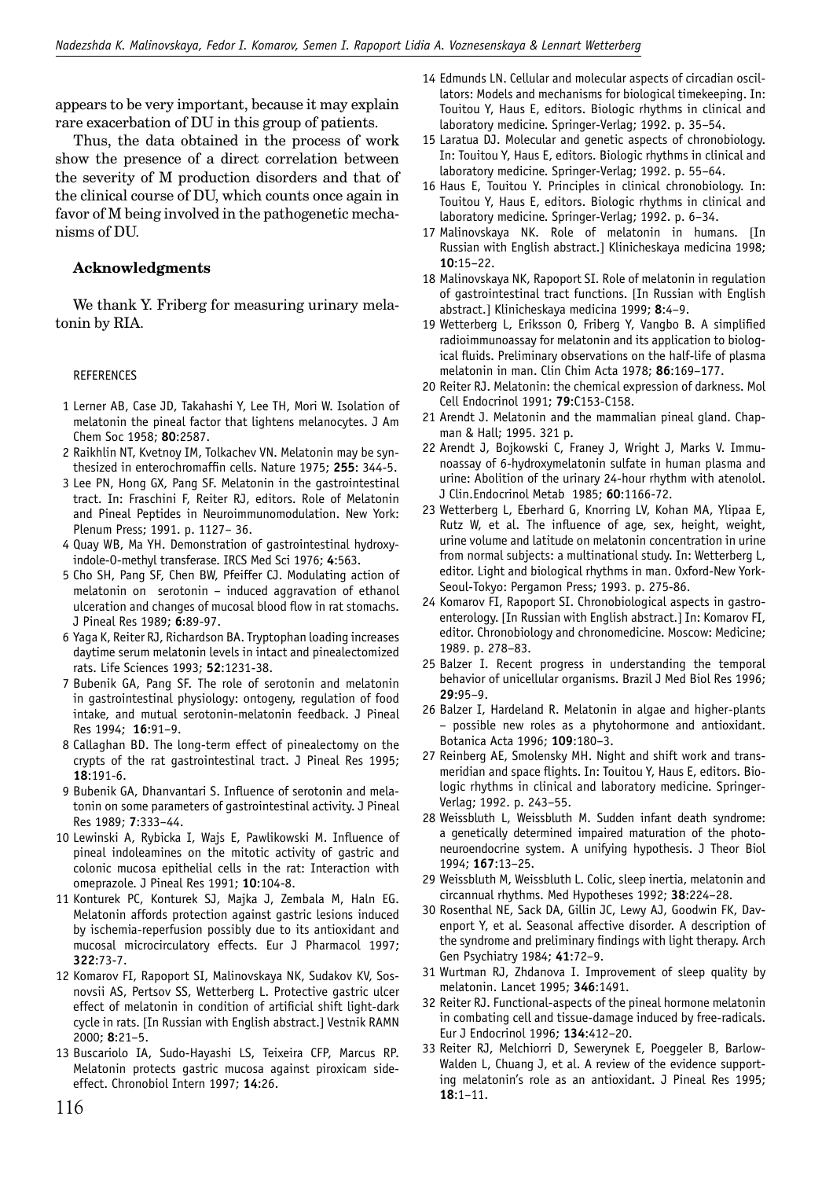appears to be very important, because it may explain rare exacerbation of DU in this group of patients.

Thus, the data obtained in the process of work show the presence of a direct correlation between the severity of M production disorders and that of the clinical course of DU, which counts once again in favor of M being involved in the pathogenetic mechanisms of DU.

### Acknowledgments

We thank Y. Friberg for measuring urinary melatonin by RIA.

#### REFERENCES

1 Lerner AB, Case JD, Takahashi Y, Lee TH, Mori W. Isolation of melatonin the pineal factor that lightens melanocytes. J Am Chem Soc 1958; **80**:2587.

2 Raikhlin NT, Kvetnoy IM, Tolkachev VN. Melatonin may be synthesized in enterochromaffin cells. Nature 1975; **255**: 344-5.

3 Lee PN, Hong GX, Pang SF. Melatonin in the gastrointestinal tract. In: Fraschini F, Reiter RJ, editors. Role of Melatonin and Pineal Peptides in Neuroimmunomodulation. New York: Plenum Press; 1991. p. 1127– 36.

4 Quay WB, Ma YH. Demonstration of gastrointestinal hydroxyindole-O-methyl transferase. IRCS Med Sci 1976; **4**:563.

5 Cho SH, Pang SF, Chen BW, Pfeiffer CJ. Modulating action of melatonin on serotonin – induced aggravation of ethanol ulceration and changes of mucosal blood flow in rat stomachs. J Pineal Res 1989; **6**:89-97.

6 Yaga K, Reiter RJ, Richardson BA. Tryptophan loading increases daytime serum melatonin levels in intact and pinealectomized rats. Life Sciences 1993; **52**:1231-38.

7 Bubenik GA, Pang SF. The role of serotonin and melatonin in gastrointestinal physiology: ontogeny, regulation of food intake, and mutual serotonin-melatonin feedback. J Pineal Res 1994; **16**:91–9.

8 Callaghan BD. The long-term effect of pinealectomy on the crypts of the rat gastrointestinal tract. J Pineal Res 1995; **18**:191-6.

9 Bubenik GA, Dhanvantari S. Influence of serotonin and melatonin on some parameters of gastrointestinal activity. J Pineal Res 1989; **7**:333–44.

10 Lewinski A, Rybicka I, Wajs E, Pawlikowski M. Influence of pineal indoleamines on the mitotic activity of gastric and colonic mucosa epithelial cells in the rat: Interaction with omeprazole. J Pineal Res 1991; **10**:104-8.

11 Konturek PC, Konturek SJ, Majka J, Zembala M, Haln EG. Melatonin affords protection against gastric lesions induced by ischemia-reperfusion possibly due to its antioxidant and mucosal microcirculatory effects. Eur J Pharmacol 1997; **322**:73-7.

12 Komarov FI, Rapoport SI, Malinovskaya NK, Sudakov KV, Sosnovsii AS, Pertsov SS, Wetterberg L. Protective gastric ulcer effect of melatonin in condition of artificial shift light-dark cycle in rats. [In Russian with English abstract.] Vestnik RAMN 2000; **8**:21–5.

13 Buscariolo IA, Sudo-Hayashi LS, Teixeira CFP, Marcus RP. Melatonin protects gastric mucosa against piroxicam side-effect. Chronobiol Intern 1997; **14**:26.

14 Edmunds LN. Cellular and molecular aspects of circadian oscillators: Models and mechanisms for biological timekeeping. In: Touitou Y, Haus E, editors. Biologic rhythms in clinical and laboratory medicine. Springer-Verlag; 1992. p. 35–54.

15 Laratua DJ. Molecular and genetic aspects of chronobiology. In: Touitou Y, Haus E, editors. Biologic rhythms in clinical and laboratory medicine. Springer-Verlag; 1992. p. 55–64.

16 Haus E, Touitou Y. Principles in clinical chronobiology. In: Touitou Y, Haus E, editors. Biologic rhythms in clinical and laboratory medicine. Springer-Verlag; 1992. p. 6–34.

17 Malinovskaya NK. Role of melatonin in humans. [In Russian with English abstract.] Klinicheskaya medicina 1998; **10**:15–22.

18 Malinovskaya NK, Rapoport SI. Role of melatonin in regulation of gastrointestinal tract functions. [In Russian with English abstract.] Klinicheskaya medicina 1999; **8**:4–9.

19 Wetterberg L, Eriksson O, Friberg Y, Vangbo B. A simplified radioimmunoassay for melatonin and its application to biological fluids. Preliminary observations on the half-life of plasma melatonin in man. Clin Chim Acta 1978; **86**:169–177.

20 Reiter RJ. Melatonin: the chemical expression of darkness. Mol Cell Endocrinol 1991; **79**:C153-C158.

21 Arendt J. Melatonin and the mammalian pineal gland. Chapman & Hall; 1995. 321 p.

22 Arendt J, Bojkowski C, Franey J, Wright J, Marks V. Immunoassay of 6-hydroxymelatonin sulfate in human plasma and urine: Abolition of the urinary 24-hour rhythm with atenolol. J Clin.Endocrinol Metab 1985; **60**:1166-72.

23 Wetterberg L, Eberhard G, Knorring LV, Kohan MA, Ylipaa E, Rutz W, et al. The influence of age, sex, height, weight, urine volume and latitude on melatonin concentration in urine from normal subjects: a multinational study. In: Wetterberg L, editor. Light and biological rhythms in man. Oxford-New York-Seoul-Tokyo: Pergamon Press; 1993. p. 275-86.

24 Komarov FI, Rapoport SI. Chronobiological aspects in gastroenterology. [In Russian with English abstract.] In: Komarov FI, editor. Chronobiology and chronomedicine. Moscow: Medicine; 1989. p. 278–83.

25 Balzer I. Recent progress in understanding the temporal behavior of unicellular organisms. Brazil J Med Biol Res 1996; **29**:95–9.

26 Balzer I, Hardeland R. Melatonin in algae and higher-plants – possible new roles as a phytohormone and antioxidant. Botanica Acta 1996; **109**:180–3.

27 Reinberg AE, Smolensky MH. Night and shift work and transmeridian and space flights. In: Touitou Y, Haus E, editors. Biologic rhythms in clinical and laboratory medicine. Springer-Verlag; 1992. p. 243–55.

28 Weissbluth L, Weissbluth M. Sudden infant death syndrome: a genetically determined impaired maturation of the photoneuroendocrine system. A unifying hypothesis. J Theor Biol 1994; **167**:13–25.

29 Weissbluth M, Weissbluth L. Colic, sleep inertia, melatonin and circannual rhythms. Med Hypotheses 1992; **38**:224–28.

30 Rosenthal NE, Sack DA, Gillin JC, Lewy AJ, Goodwin FK, Davenport Y, et al. Seasonal affective disorder. A description of the syndrome and preliminary findings with light therapy. Arch Gen Psychiatry 1984; **41**:72–9.

31 Wurtman RJ, Zhdanova I. Improvement of sleep quality by melatonin. Lancet 1995; **346**:1491.

32 Reiter RJ. Functional-aspects of the pineal hormone melatonin in combating cell and tissue-damage induced by free-radicals. Eur J Endocrinol 1996; **134**:412–20.

33 Reiter RJ, Melchiorri D, Sewerynek E, Poeggeler B, Barlow-Walden L, Chuang J, et al. A review of the evidence supporting melatonin's role as an antioxidant. J Pineal Res 1995; **18**:1–11.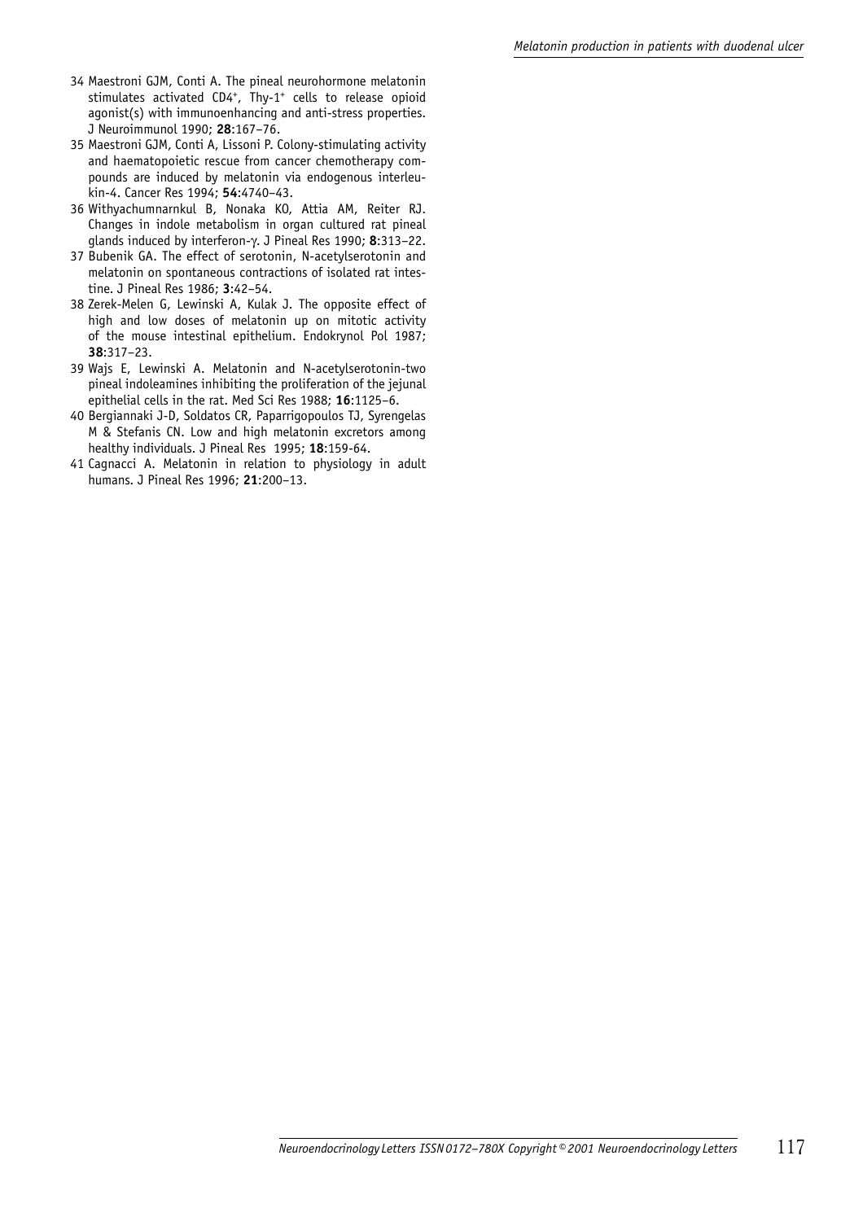34 Maestroni GJM, Conti A. The pineal neurohormone melatonin stimulates activated CD4+, Thy-1+ cells to release opioid agonist(s) with immunoenhancing and anti-stress properties. J Neuroimmunol 1990; **28**:167–76.

35 Maestroni GJM, Conti A, Lissoni P. Colony-stimulating activity and haematopoietic rescue from cancer chemotherapy compounds are induced by melatonin via endogenous interleukin-4. Cancer Res 1994; **54**:4740–43.

36 Withyachumnarnkul B, Nonaka KO, Attia AM, Reiter RJ. Changes in indole metabolism in organ cultured rat pineal glands induced by interferon-γ. J Pineal Res 1990; **8**:313–22.

37 Bubenik GA. The effect of serotonin, N-acetylserotonin and melatonin on spontaneous contractions of isolated rat intestine. J Pineal Res 1986; **3**:42–54.

38 Zerek-Melen G, Lewinski A, Kulak J. The opposite effect of high and low doses of melatonin up on mitotic activity of the mouse intestinal epithelium. Endokrynol Pol 1987; **38**:317–23.

39 Wajs E, Lewinski A. Melatonin and N-acetylserotonin-two pineal indoleamines inhibiting the proliferation of the jejunal epithelial cells in the rat. Med Sci Res 1988; **16**:1125–6.

40 Bergiannaki J-D, Soldatos CR, Paparrigopoulos TJ, Syrengelas M & Stefanis CN. Low and high melatonin excretors among healthy individuals. J Pineal Res 1995; **18**:159-64.

41 Cagnacci A. Melatonin in relation to physiology in adult humans. J Pineal Res 1996; **21**:200–13.